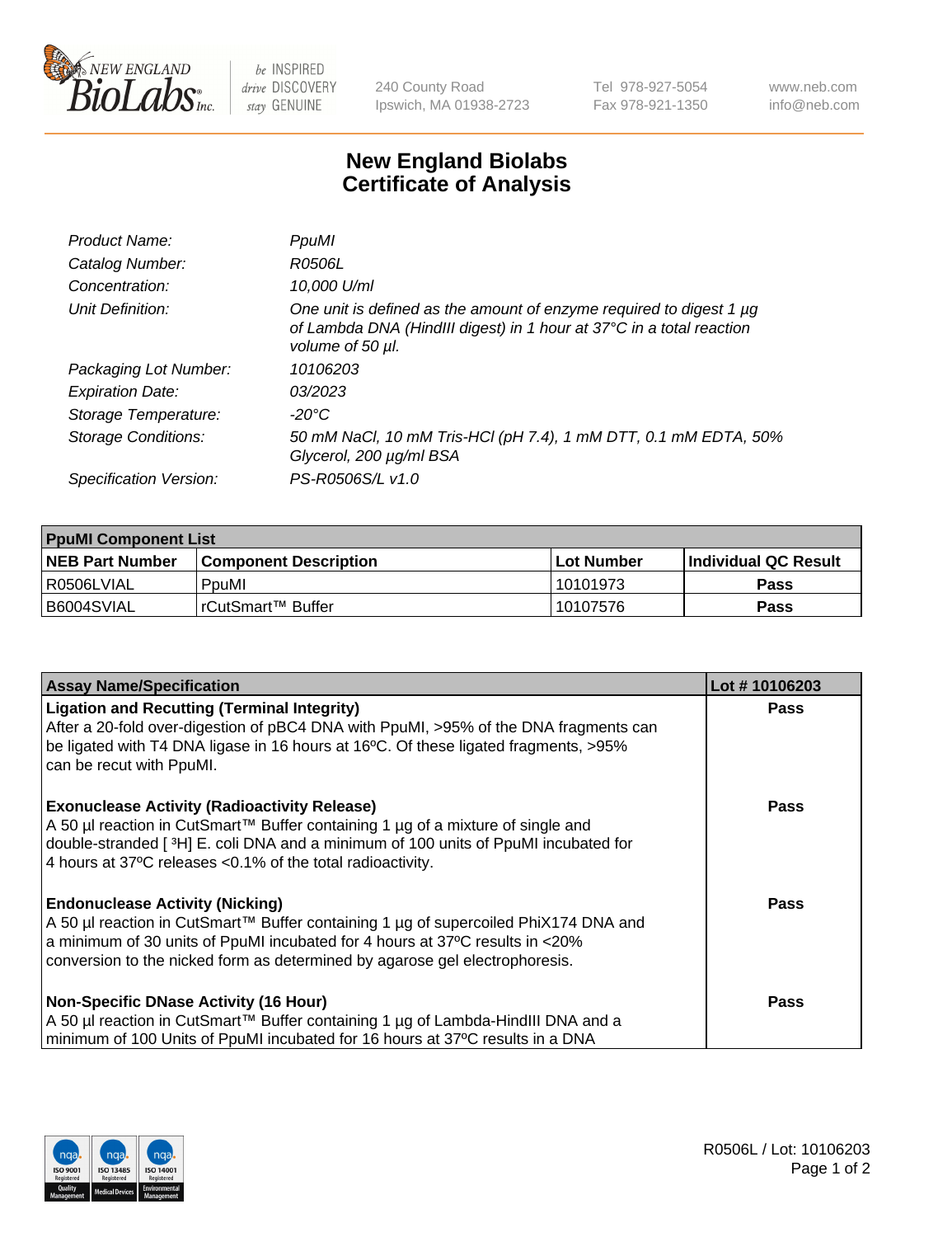# New England Biolabs
# Certificate of Analysis

| | |
|---|---|
| *Product Name:* | *PpuMI* |
| *Catalog Number:* | *R0506L* |
| *Concentration:* | *10,000 U/ml* |
| *Unit Definition:* | *One unit is defined as the amount of enzyme required to digest 1 µg of Lambda DNA (HindIII digest) in 1 hour at 37°C in a total reaction volume of 50 µl.* |
| *Packaging Lot Number:* | *10106203* |
| *Expiration Date:* | *03/2023* |
| *Storage Temperature:* | *-20°C* |
| *Storage Conditions:* | *50 mM NaCl, 10 mM Tris-HCl (pH 7.4), 1 mM DTT, 0.1 mM EDTA, 50% Glycerol, 200 µg/ml BSA* |
| *Specification Version:* | *PS-R0506S/L v1.0* |

| **PpuMI Component List** | | | |
|---|---|---|---|
| **NEB Part Number** | **Component Description** | **Lot Number** | **Individual QC Result** |
| R0506LVIAL | PpuMI | 10101973 | **Pass** |
| B6004SVIAL | rCutSmart™ Buffer | 10107576 | **Pass** |

| **Assay Name/Specification** | **Lot # 10106203** |
|---|---|
| **Ligation and Recutting (Terminal Integrity)**<br>After a 20-fold over-digestion of pBC4 DNA with PpuMI, >95% of the DNA fragments can be ligated with T4 DNA ligase in 16 hours at 16ºC. Of these ligated fragments, >95% can be recut with PpuMI. | **Pass** |
| **Exonuclease Activity (Radioactivity Release)**<br>A 50 µl reaction in CutSmart™ Buffer containing 1 µg of a mixture of single and double-stranded [ $^{3}$H] E. coli DNA and a minimum of 100 units of PpuMI incubated for 4 hours at 37ºC releases <0.1% of the total radioactivity. | **Pass** |
| **Endonuclease Activity (Nicking)**<br>A 50 µl reaction in CutSmart™ Buffer containing 1 µg of supercoiled PhiX174 DNA and a minimum of 30 units of PpuMI incubated for 4 hours at 37ºC results in <20% conversion to the nicked form as determined by agarose gel electrophoresis. | **Pass** |
| **Non-Specific DNase Activity (16 Hour)**<br>A 50 µl reaction in CutSmart™ Buffer containing 1 µg of Lambda-HindIII DNA and a minimum of 100 Units of PpuMI incubated for 16 hours at 37ºC results in a DNA | **Pass** |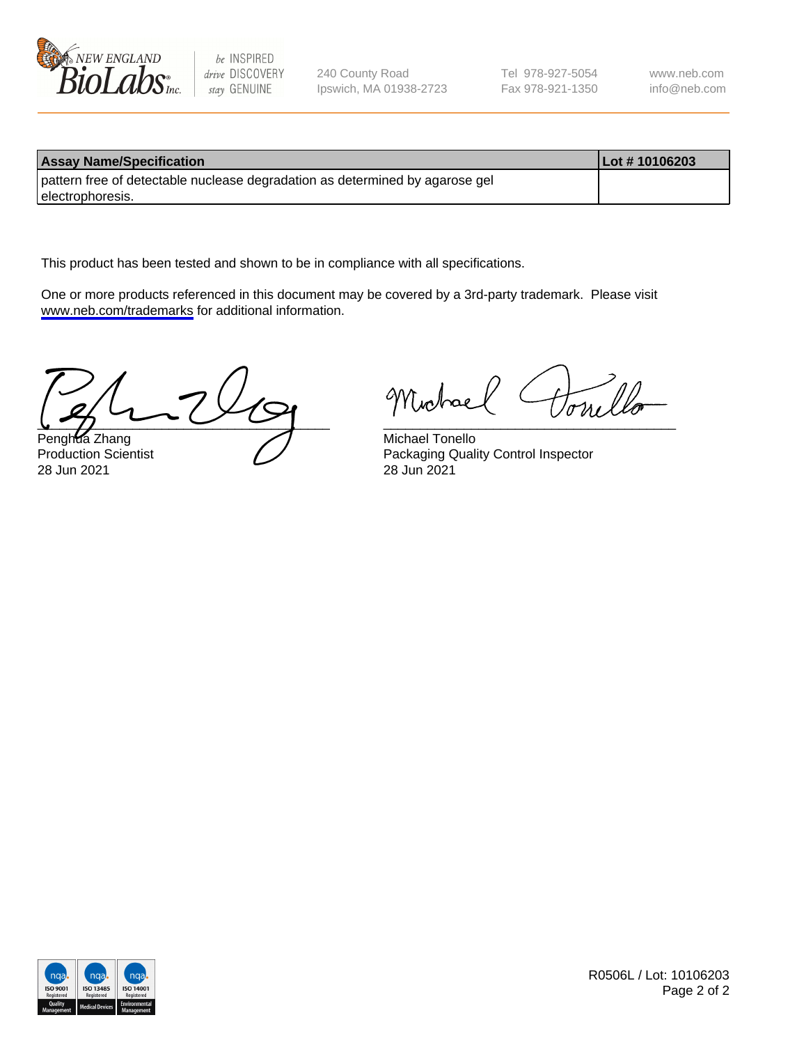| Assay Name/Specification | Lot # 10106203 |
| --- | --- |
| pattern free of detectable nuclease degradation as determined by agarose gel electrophoresis. | |

This product has been tested and shown to be in compliance with all specifications.

One or more products referenced in this document may be covered by a 3rd-party trademark. Please visit www.neb.com/trademarks for additional information.

Penghua Zhang
Production Scientist
28 Jun 2021

Michael Tonello
Packaging Quality Control Inspector
28 Jun 2021

R0506L / Lot: 10106203